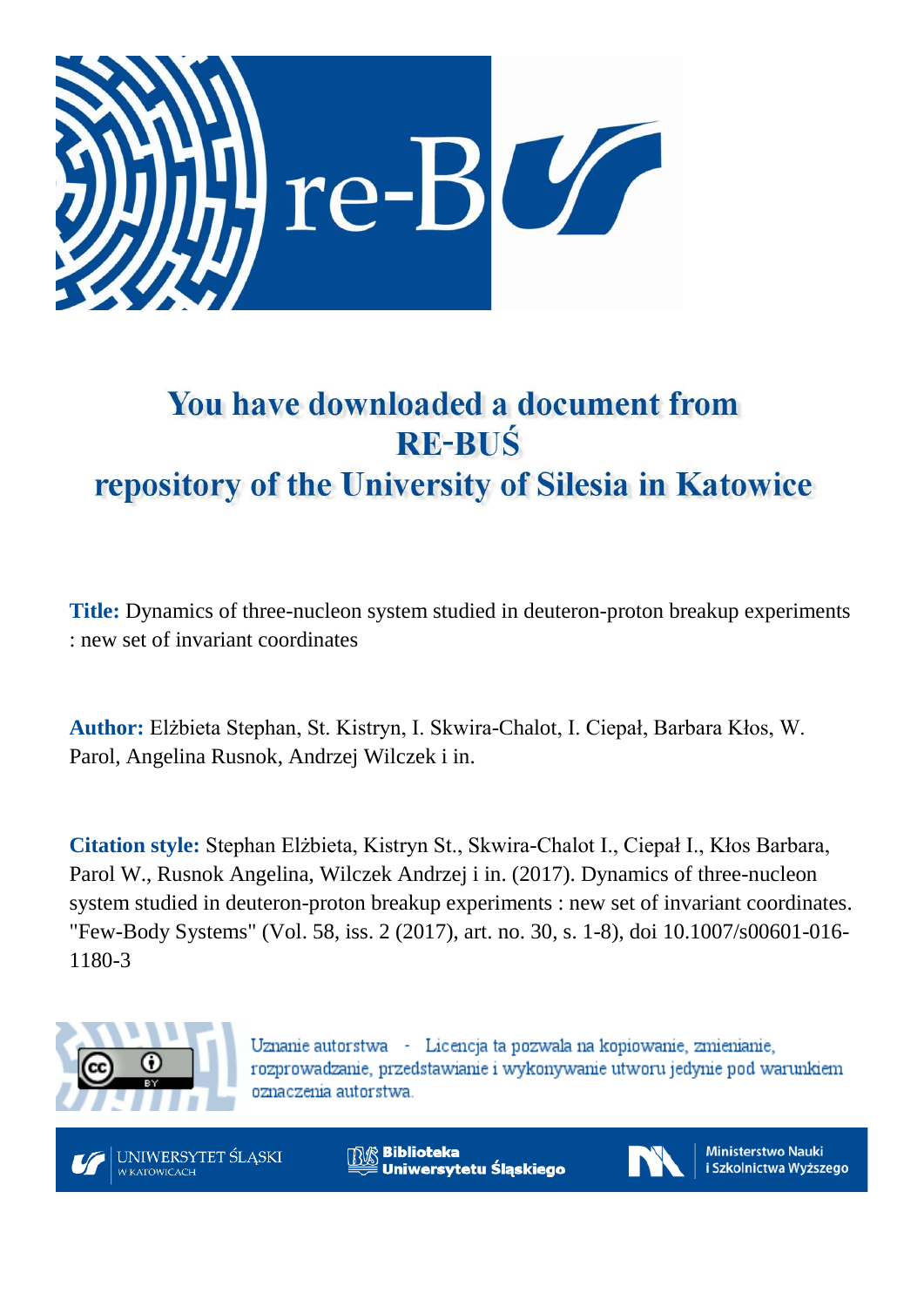# You have downloaded a document from RE-BUŚ repository of the University of Silesia in Katowice

**Title:** Dynamics of three-nucleon system studied in deuteron-proton breakup experiments : new set of invariant coordinates

**Author:** Elżbieta Stephan, St. Kistryn, I. Skwira-Chalot, I. Ciepał, Barbara Kłos, W. Parol, Angelina Rusnok, Andrzej Wilczek i in.

**Citation style:** Stephan Elżbieta, Kistryn St., Skwira-Chalot I., Ciepał I., Kłos Barbara, Parol W., Rusnok Angelina, Wilczek Andrzej i in. (2017). Dynamics of three-nucleon system studied in deuteron-proton breakup experiments : new set of invariant coordinates. "Few-Body Systems" (Vol. 58, iss. 2 (2017), art. no. 30, s. 1-8), doi 10.1007/s00601-016-1180-3

Uznanie autorstwa - Licencja ta pozwala na kopiowanie, zmienianie, rozprowadzanie, przedstawianie i wykonywanie utworu jedynie pod warunkiem oznaczenia autorstwa.

UNIWERSYTET ŚLĄSKI W KATOWICACH

Biblioteka Uniwersytetu Śląskiego

Ministerstwo Nauki i Szkolnictwa Wyższego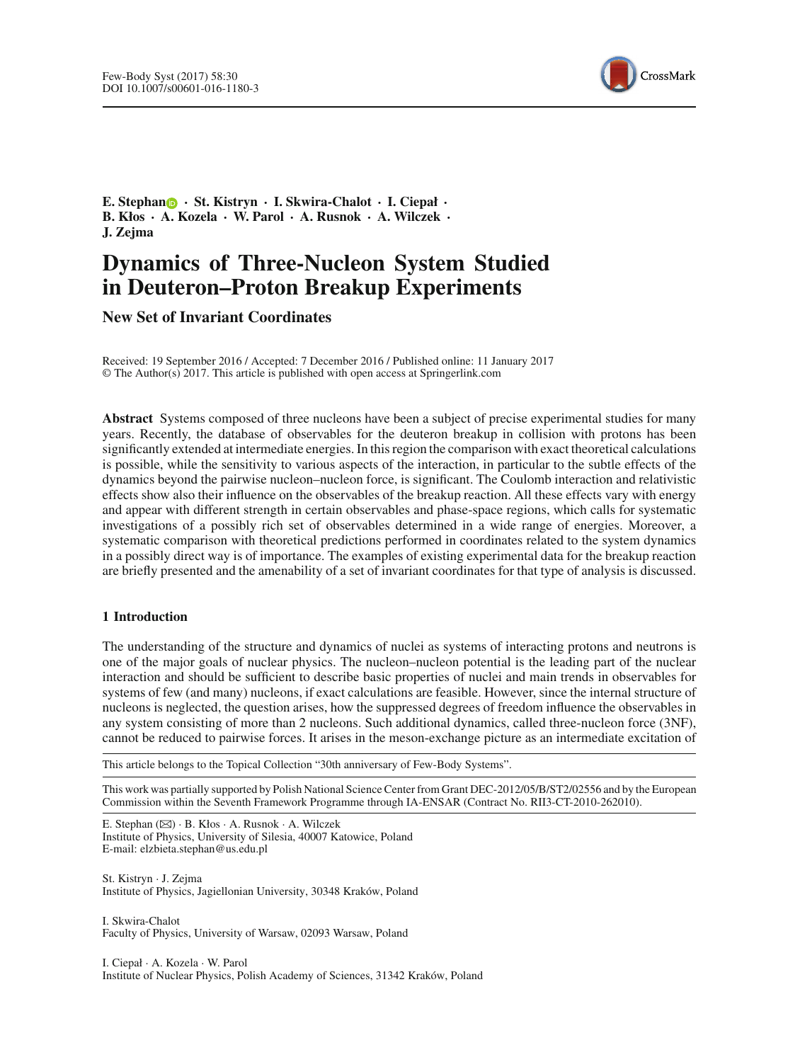E. Stephan · St. Kistryn · I. Skwira-Chalot · I. Ciepał · B. Kłos · A. Kozela · W. Parol · A. Rusnok · A. Wilczek · J. Zejma

# Dynamics of Three-Nucleon System Studied in Deuteron–Proton Breakup Experiments

## New Set of Invariant Coordinates

Received: 19 September 2016 / Accepted: 7 December 2016 / Published online: 11 January 2017
© The Author(s) 2017. This article is published with open access at Springerlink.com

**Abstract** Systems composed of three nucleons have been a subject of precise experimental studies for many years. Recently, the database of observables for the deuteron breakup in collision with protons has been significantly extended at intermediate energies. In this region the comparison with exact theoretical calculations is possible, while the sensitivity to various aspects of the interaction, in particular to the subtle effects of the dynamics beyond the pairwise nucleon–nucleon force, is significant. The Coulomb interaction and relativistic effects show also their influence on the observables of the breakup reaction. All these effects vary with energy and appear with different strength in certain observables and phase-space regions, which calls for systematic investigations of a possibly rich set of observables determined in a wide range of energies. Moreover, a systematic comparison with theoretical predictions performed in coordinates related to the system dynamics in a possibly direct way is of importance. The examples of existing experimental data for the breakup reaction are briefly presented and the amenability of a set of invariant coordinates for that type of analysis is discussed.

### 1 Introduction

The understanding of the structure and dynamics of nuclei as systems of interacting protons and neutrons is one of the major goals of nuclear physics. The nucleon–nucleon potential is the leading part of the nuclear interaction and should be sufficient to describe basic properties of nuclei and main trends in observables for systems of few (and many) nucleons, if exact calculations are feasible. However, since the internal structure of nucleons is neglected, the question arises, how the suppressed degrees of freedom influence the observables in any system consisting of more than 2 nucleons. Such additional dynamics, called three-nucleon force (3NF), cannot be reduced to pairwise forces. It arises in the meson-exchange picture as an intermediate excitation of

This article belongs to the Topical Collection "30th anniversary of Few-Body Systems".

This work was partially supported by Polish National Science Center from Grant DEC-2012/05/B/ST2/02556 and by the European Commission within the Seventh Framework Programme through IA-ENSAR (Contract No. RII3-CT-2010-262010).

E. Stephan (✉) · B. Kłos · A. Rusnok · A. Wilczek
Institute of Physics, University of Silesia, 40007 Katowice, Poland
E-mail: elzbieta.stephan@us.edu.pl

St. Kistryn · J. Zejma
Institute of Physics, Jagiellonian University, 30348 Kraków, Poland

I. Skwira-Chalot
Faculty of Physics, University of Warsaw, 02093 Warsaw, Poland

I. Ciepał · A. Kozela · W. Parol
Institute of Nuclear Physics, Polish Academy of Sciences, 31342 Kraków, Poland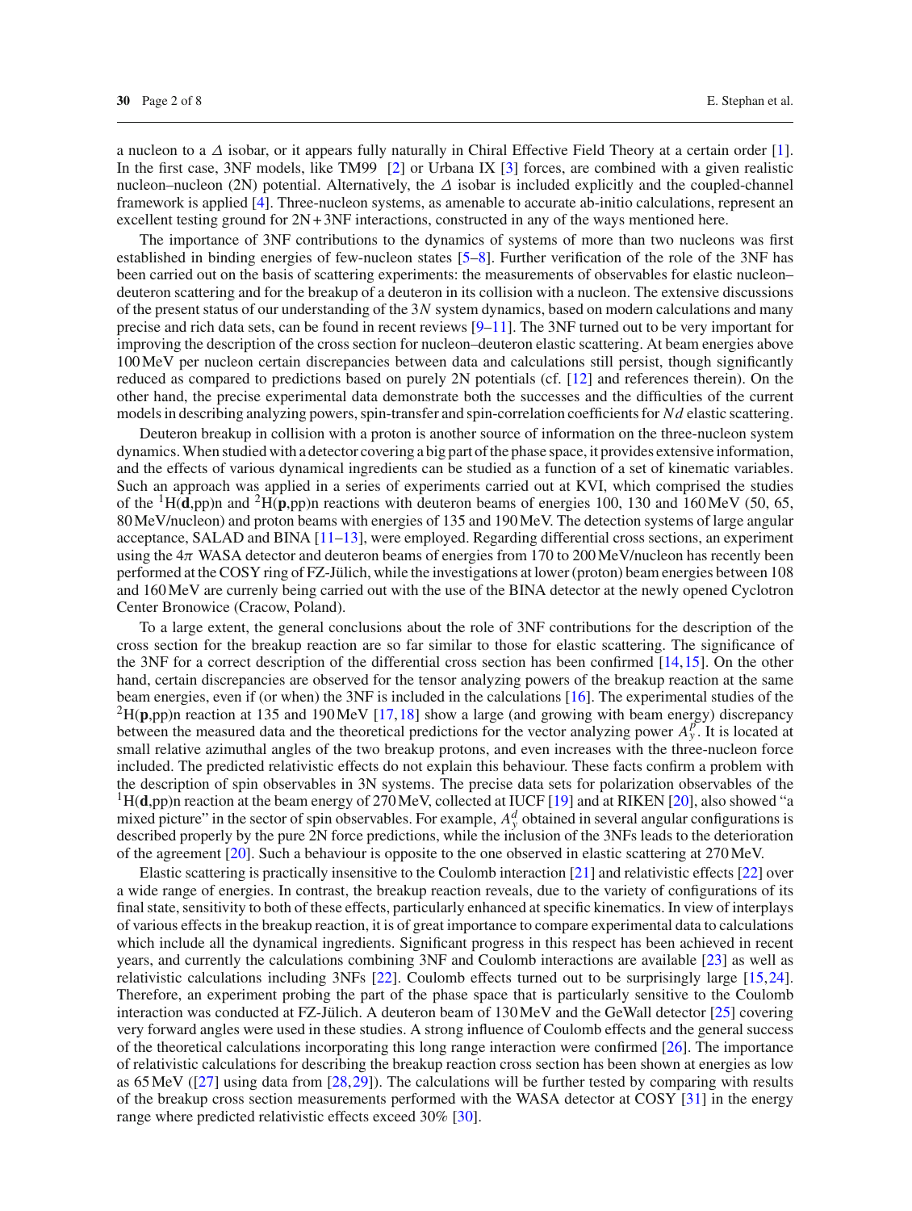a nucleon to a $\Delta$ isobar, or it appears fully naturally in Chiral Effective Field Theory at a certain order [1]. In the first case, 3NF models, like TM99 [2] or Urbana IX [3] forces, are combined with a given realistic nucleon–nucleon (2N) potential. Alternatively, the $\Delta$ isobar is included explicitly and the coupled-channel framework is applied [4]. Three-nucleon systems, as amenable to accurate ab-initio calculations, represent an excellent testing ground for 2N + 3NF interactions, constructed in any of the ways mentioned here.

The importance of 3NF contributions to the dynamics of systems of more than two nucleons was first established in binding energies of few-nucleon states [5–8]. Further verification of the role of the 3NF has been carried out on the basis of scattering experiments: the measurements of observables for elastic nucleon–deuteron scattering and for the breakup of a deuteron in its collision with a nucleon. The extensive discussions of the present status of our understanding of the 3$N$ system dynamics, based on modern calculations and many precise and rich data sets, can be found in recent reviews [9–11]. The 3NF turned out to be very important for improving the description of the cross section for nucleon–deuteron elastic scattering. At beam energies above 100 MeV per nucleon certain discrepancies between data and calculations still persist, though significantly reduced as compared to predictions based on purely 2N potentials (cf. [12] and references therein). On the other hand, the precise experimental data demonstrate both the successes and the difficulties of the current models in describing analyzing powers, spin-transfer and spin-correlation coefficients for $Nd$ elastic scattering.

Deuteron breakup in collision with a proton is another source of information on the three-nucleon system dynamics. When studied with a detector covering a big part of the phase space, it provides extensive information, and the effects of various dynamical ingredients can be studied as a function of a set of kinematic variables. Such an approach was applied in a series of experiments carried out at KVI, which comprised the studies of the $^{1}$H(**d**,pp)n and $^{2}$H(**p**,pp)n reactions with deuteron beams of energies 100, 130 and 160 MeV (50, 65, 80 MeV/nucleon) and proton beams with energies of 135 and 190 MeV. The detection systems of large angular acceptance, SALAD and BINA [11–13], were employed. Regarding differential cross sections, an experiment using the 4$\pi$ WASA detector and deuteron beams of energies from 170 to 200 MeV/nucleon has recently been performed at the COSY ring of FZ-Jülich, while the investigations at lower (proton) beam energies between 108 and 160 MeV are currently being carried out with the use of the BINA detector at the newly opened Cyclotron Center Bronowice (Cracow, Poland).

To a large extent, the general conclusions about the role of 3NF contributions for the description of the cross section for the breakup reaction are so far similar to those for elastic scattering. The significance of the 3NF for a correct description of the differential cross section has been confirmed [14,15]. On the other hand, certain discrepancies are observed for the tensor analyzing powers of the breakup reaction at the same beam energies, even if (or when) the 3NF is included in the calculations [16]. The experimental studies of the $^{2}$H(**p**,pp)n reaction at 135 and 190 MeV [17,18] show a large (and growing with beam energy) discrepancy between the measured data and the theoretical predictions for the vector analyzing power $A_y^p$. It is located at small relative azimuthal angles of the two breakup protons, and even increases with the three-nucleon force included. The predicted relativistic effects do not explain this behaviour. These facts confirm a problem with the description of spin observables in 3N systems. The precise data sets for polarization observables of the $^{1}$H(**d**,pp)n reaction at the beam energy of 270 MeV, collected at IUCF [19] and at RIKEN [20], also showed "a mixed picture" in the sector of spin observables. For example, $A_y^d$ obtained in several angular configurations is described properly by the pure 2N force predictions, while the inclusion of the 3NFs leads to the deterioration of the agreement [20]. Such a behaviour is opposite to the one observed in elastic scattering at 270 MeV.

Elastic scattering is practically insensitive to the Coulomb interaction [21] and relativistic effects [22] over a wide range of energies. In contrast, the breakup reaction reveals, due to the variety of configurations of its final state, sensitivity to both of these effects, particularly enhanced at specific kinematics. In view of interplays of various effects in the breakup reaction, it is of great importance to compare experimental data to calculations which include all the dynamical ingredients. Significant progress in this respect has been achieved in recent years, and currently the calculations combining 3NF and Coulomb interactions are available [23] as well as relativistic calculations including 3NFs [22]. Coulomb effects turned out to be surprisingly large [15,24]. Therefore, an experiment probing the part of the phase space that is particularly sensitive to the Coulomb interaction was conducted at FZ-Jülich. A deuteron beam of 130 MeV and the GeWall detector [25] covering very forward angles were used in these studies. A strong influence of Coulomb effects and the general success of the theoretical calculations incorporating this long range interaction were confirmed [26]. The importance of relativistic calculations for describing the breakup reaction cross section has been shown at energies as low as 65 MeV ([27] using data from [28,29]). The calculations will be further tested by comparing with results of the breakup cross section measurements performed with the WASA detector at COSY [31] in the energy range where predicted relativistic effects exceed 30% [30].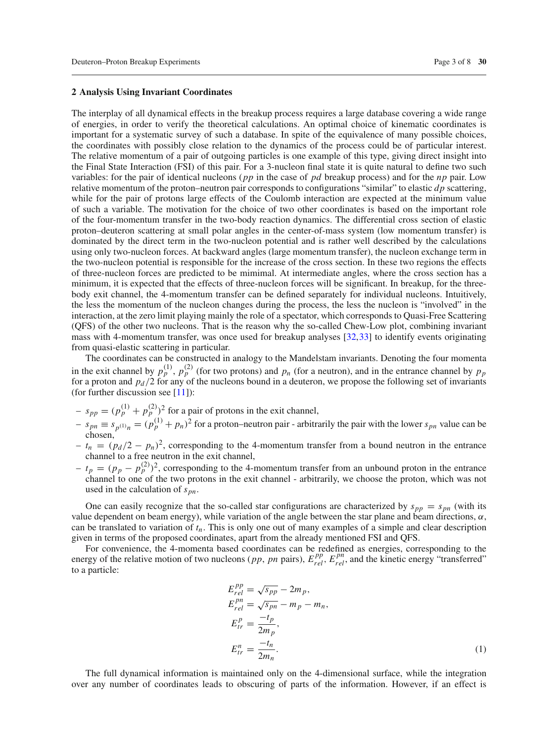## 2 Analysis Using Invariant Coordinates

The interplay of all dynamical effects in the breakup process requires a large database covering a wide range of energies, in order to verify the theoretical calculations. An optimal choice of kinematic coordinates is important for a systematic survey of such a database. In spite of the equivalence of many possible choices, the coordinates with possibly close relation to the dynamics of the process could be of particular interest. The relative momentum of a pair of outgoing particles is one example of this type, giving direct insight into the Final State Interaction (FSI) of this pair. For a 3-nucleon final state it is quite natural to define two such variables: for the pair of identical nucleons (*pp* in the case of *pd* breakup process) and for the *np* pair. Low relative momentum of the proton–neutron pair corresponds to configurations "similar" to elastic *dp* scattering, while for the pair of protons large effects of the Coulomb interaction are expected at the minimum value of such a variable. The motivation for the choice of two other coordinates is based on the important role of the four-momentum transfer in the two-body reaction dynamics. The differential cross section of elastic proton–deuteron scattering at small polar angles in the center-of-mass system (low momentum transfer) is dominated by the direct term in the two-nucleon potential and is rather well described by the calculations using only two-nucleon forces. At backward angles (large momentum transfer), the nucleon exchange term in the two-nucleon potential is responsible for the increase of the cross section. In these two regions the effects of three-nucleon forces are predicted to be mimimal. At intermediate angles, where the cross section has a minimum, it is expected that the effects of three-nucleon forces will be significant. In breakup, for the three-body exit channel, the 4-momentum transfer can be defined separately for individual nucleons. Intuitively, the less the momentum of the nucleon changes during the process, the less the nucleon is "involved" in the interaction, at the zero limit playing mainly the role of a spectator, which corresponds to Quasi-Free Scattering (QFS) of the other two nucleons. That is the reason why the so-called Chew-Low plot, combining invariant mass with 4-momentum transfer, was once used for breakup analyses [32,33] to identify events originating from quasi-elastic scattering in particular.

The coordinates can be constructed in analogy to the Mandelstam invariants. Denoting the four momenta in the exit channel by $p_p^{(1)}$, $p_p^{(2)}$ (for two protons) and $p_n$ (for a neutron), and in the entrance channel by $p_p$ for a proton and $p_d/2$ for any of the nucleons bound in a deuteron, we propose the following set of invariants (for further discussion see [11]):

- $s_{pp} = (p_p^{(1)} + p_p^{(2)})^2$ for a pair of protons in the exit channel,
- $s_{pn} \equiv s_{p^{(1)}n} = (p_p^{(1)} + p_n)^2$ for a proton–neutron pair - arbitrarily the pair with the lower $s_{pn}$ value can be chosen,
- $t_n = (p_d/2 - p_n)^2$, corresponding to the 4-momentum transfer from a bound neutron in the entrance channel to a free neutron in the exit channel,
- $t_p = (p_p - p_p^{(2)})^2$, corresponding to the 4-momentum transfer from an unbound proton in the entrance channel to one of the two protons in the exit channel - arbitrarily, we choose the proton, which was not used in the calculation of $s_{pn}$.

One can easily recognize that the so-called star configurations are characterized by $s_{pp} = s_{pn}$ (with its value dependent on beam energy), while variation of the angle between the star plane and beam directions, $\alpha$, can be translated to variation of $t_n$. This is only one out of many examples of a simple and clear description given in terms of the proposed coordinates, apart from the already mentioned FSI and QFS.

For convenience, the 4-momenta based coordinates can be redefined as energies, corresponding to the energy of the relative motion of two nucleons (*pp*, *pn* pairs), $E_{rel}^{pp}$, $E_{rel}^{pn}$, and the kinetic energy "transferred" to a particle:

$$
\begin{aligned}
E_{rel}^{pp} &= \sqrt{s_{pp}} - 2m_p, \\
E_{rel}^{pn} &= \sqrt{s_{pn}} - m_p - m_n, \\
E_{tr}^{p} &= \frac{-t_p}{2m_p}, \\
E_{tr}^{n} &= \frac{-t_n}{2m_n}.
\end{aligned} \tag{1}
$$

The full dynamical information is maintained only on the 4-dimensional surface, while the integration over any number of coordinates leads to obscuring of parts of the information. However, if an effect is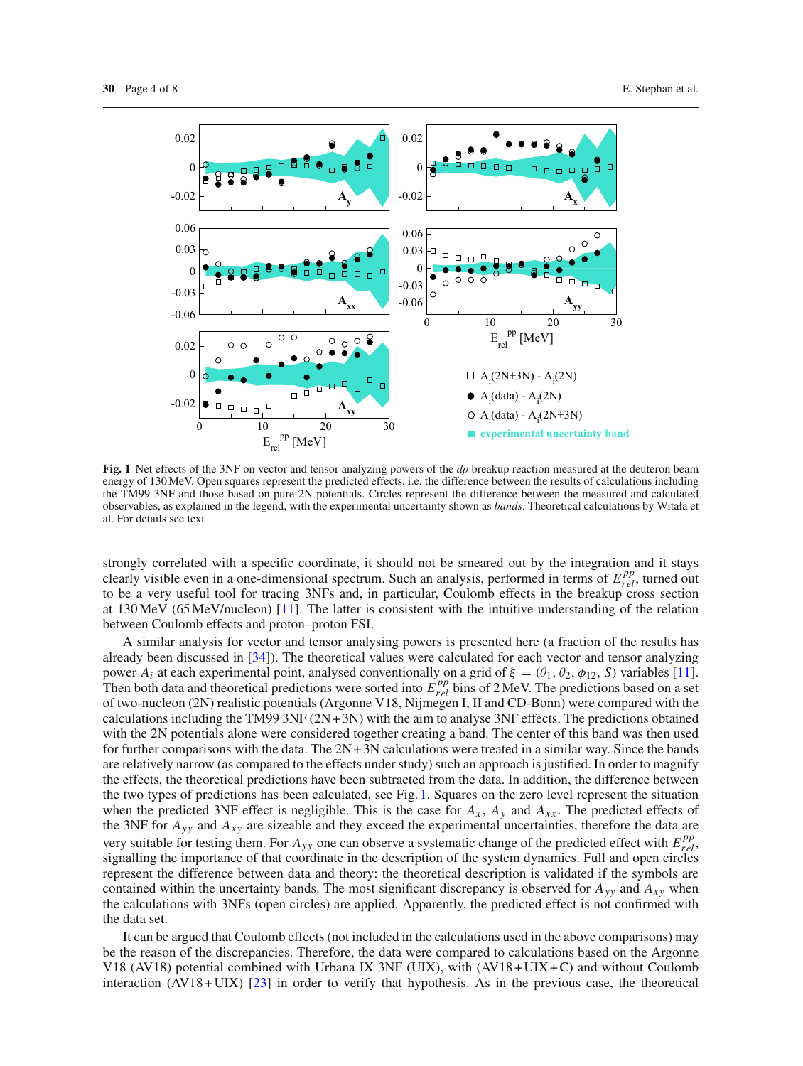**Fig. 1** Net effects of the 3NF on vector and tensor analyzing powers of the *dp* breakup reaction measured at the deuteron beam energy of 130 MeV. Open squares represent the predicted effects, i.e. the difference between the results of calculations including the TM99 3NF and those based on pure 2N potentials. Circles represent the difference between the measured and calculated observables, as explained in the legend, with the experimental uncertainty shown as *bands*. Theoretical calculations by Witała et al. For details see text

strongly correlated with a specific coordinate, it should not be smeared out by the integration and it stays clearly visible even in a one-dimensional spectrum. Such an analysis, performed in terms of $E_{rel}^{pp}$, turned out to be a very useful tool for tracing 3NFs and, in particular, Coulomb effects in the breakup cross section at 130 MeV (65 MeV/nucleon) [11]. The latter is consistent with the intuitive understanding of the relation between Coulomb effects and proton–proton FSI.

A similar analysis for vector and tensor analysing powers is presented here (a fraction of the results has already been discussed in [34]). The theoretical values were calculated for each vector and tensor analyzing power $A_i$ at each experimental point, analysed conventionally on a grid of $\xi = (\theta_1, \theta_2, \phi_{12}, S)$ variables [11]. Then both data and theoretical predictions were sorted into $E_{rel}^{pp}$ bins of 2 MeV. The predictions based on a set of two-nucleon (2N) realistic potentials (Argonne V18, Nijmegen I, II and CD-Bonn) were compared with the calculations including the TM99 3NF (2N + 3N) with the aim to analyse 3NF effects. The predictions obtained with the 2N potentials alone were considered together creating a band. The center of this band was then used for further comparisons with the data. The 2N + 3N calculations were treated in a similar way. Since the bands are relatively narrow (as compared to the effects under study) such an approach is justified. In order to magnify the effects, the theoretical predictions have been subtracted from the data. In addition, the difference between the two types of predictions has been calculated, see Fig. 1. Squares on the zero level represent the situation when the predicted 3NF effect is negligible. This is the case for $A_x$, $A_y$ and $A_{xx}$. The predicted effects of the 3NF for $A_{yy}$ and $A_{xy}$ are sizeable and they exceed the experimental uncertainties, therefore the data are very suitable for testing them. For $A_{yy}$ one can observe a systematic change of the predicted effect with $E_{rel}^{pp}$, signalling the importance of that coordinate in the description of the system dynamics. Full and open circles represent the difference between data and theory: the theoretical description is validated if the symbols are contained within the uncertainty bands. The most significant discrepancy is observed for $A_{yy}$ and $A_{xy}$ when the calculations with 3NFs (open circles) are applied. Apparently, the predicted effect is not confirmed with the data set.

It can be argued that Coulomb effects (not included in the calculations used in the above comparisons) may be the reason of the discrepancies. Therefore, the data were compared to calculations based on the Argonne V18 (AV18) potential combined with Urbana IX 3NF (UIX), with (AV18 + UIX + C) and without Coulomb interaction (AV18 + UIX) [23] in order to verify that hypothesis. As in the previous case, the theoretical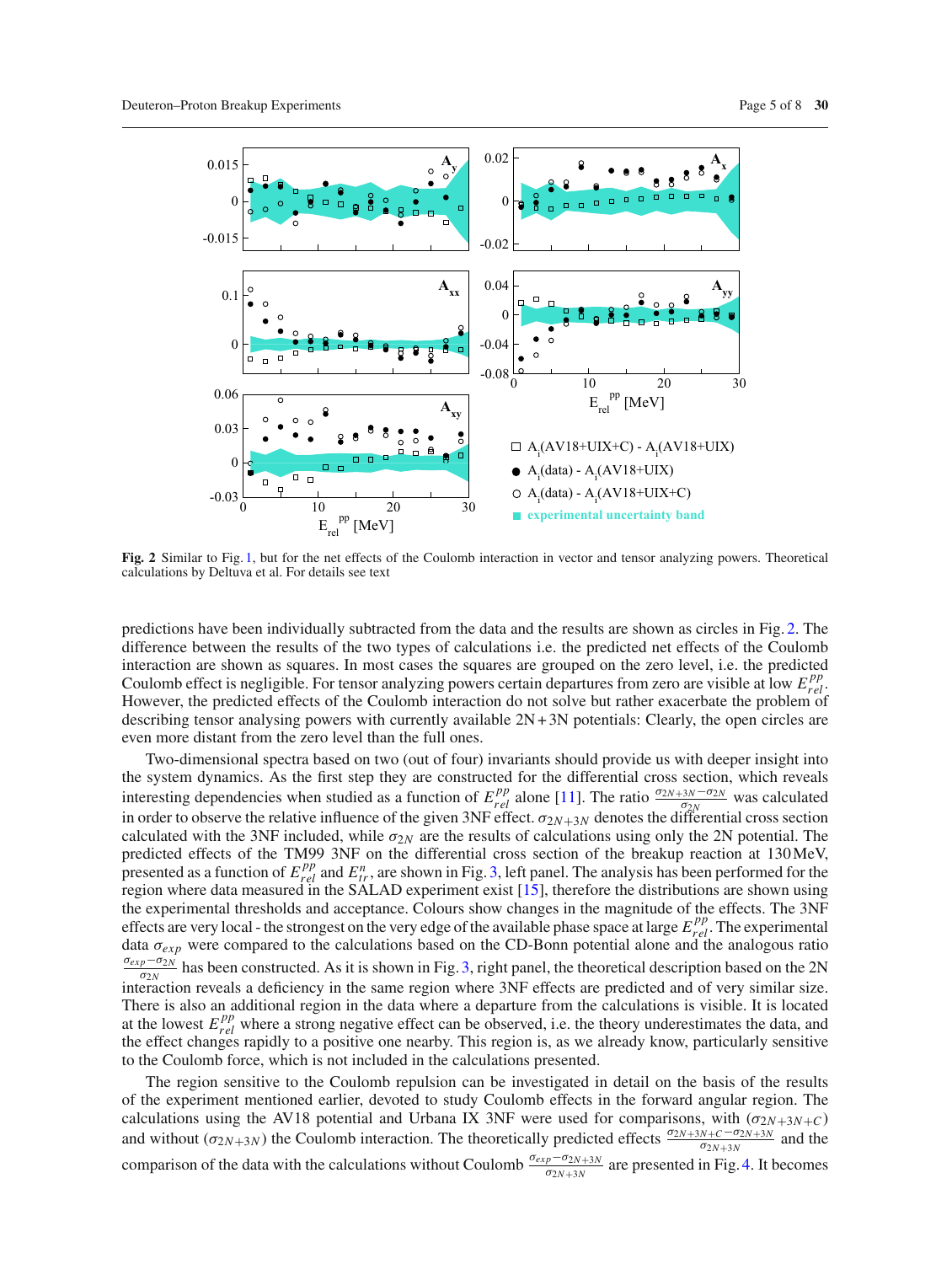Fig. 2 Similar to Fig. 1, but for the net effects of the Coulomb interaction in vector and tensor analyzing powers. Theoretical calculations by Deltuva et al. For details see text

predictions have been individually subtracted from the data and the results are shown as circles in Fig. 2. The difference between the results of the two types of calculations i.e. the predicted net effects of the Coulomb interaction are shown as squares. In most cases the squares are grouped on the zero level, i.e. the predicted Coulomb effect is negligible. For tensor analyzing powers certain departures from zero are visible at low $E_{rel}^{pp}$. However, the predicted effects of the Coulomb interaction do not solve but rather exacerbate the problem of describing tensor analysing powers with currently available 2N + 3N potentials: Clearly, the open circles are even more distant from the zero level than the full ones.

Two-dimensional spectra based on two (out of four) invariants should provide us with deeper insight into the system dynamics. As the first step they are constructed for the differential cross section, which reveals interesting dependencies when studied as a function of $E_{rel}^{pp}$ alone [11]. The ratio $\frac{\sigma_{2N+3N}-\sigma_{2N}}{\sigma_{2N}}$ was calculated in order to observe the relative influence of the given 3NF effect. $\sigma_{2N+3N}$ denotes the differential cross section calculated with the 3NF included, while $\sigma_{2N}$ are the results of calculations using only the 2N potential. The predicted effects of the TM99 3NF on the differential cross section of the breakup reaction at 130 MeV, presented as a function of $E_{rel}^{pp}$ and $E_{tr}^{n}$, are shown in Fig. 3, left panel. The analysis has been performed for the region where data measured in the SALAD experiment exist [15], therefore the distributions are shown using the experimental thresholds and acceptance. Colours show changes in the magnitude of the effects. The 3NF effects are very local - the strongest on the very edge of the available phase space at large $E_{rel}^{pp}$. The experimental data $\sigma_{exp}$ were compared to the calculations based on the CD-Bonn potential alone and the analogous ratio $\frac{\sigma_{exp}-\sigma_{2N}}{\sigma_{2N}}$ has been constructed. As it is shown in Fig. 3, right panel, the theoretical description based on the 2N interaction reveals a deficiency in the same region where 3NF effects are predicted and of very similar size. There is also an additional region in the data where a departure from the calculations is visible. It is located at the lowest $E_{rel}^{pp}$ where a strong negative effect can be observed, i.e. the theory underestimates the data, and the effect changes rapidly to a positive one nearby. This region is, as we already know, particularly sensitive to the Coulomb force, which is not included in the calculations presented.

The region sensitive to the Coulomb repulsion can be investigated in detail on the basis of the results of the experiment mentioned earlier, devoted to study Coulomb effects in the forward angular region. The calculations using the AV18 potential and Urbana IX 3NF were used for comparisons, with ($\sigma_{2N+3N+C}$) and without ($\sigma_{2N+3N}$) the Coulomb interaction. The theoretically predicted effects $\frac{\sigma_{2N+3N+C}-\sigma_{2N+3N}}{\sigma_{2N+3N}}$ and the comparison of the data with the calculations without Coulomb $\frac{\sigma_{exp}-\sigma_{2N+3N}}{\sigma_{2N+3N}}$ are presented in Fig. 4. It becomes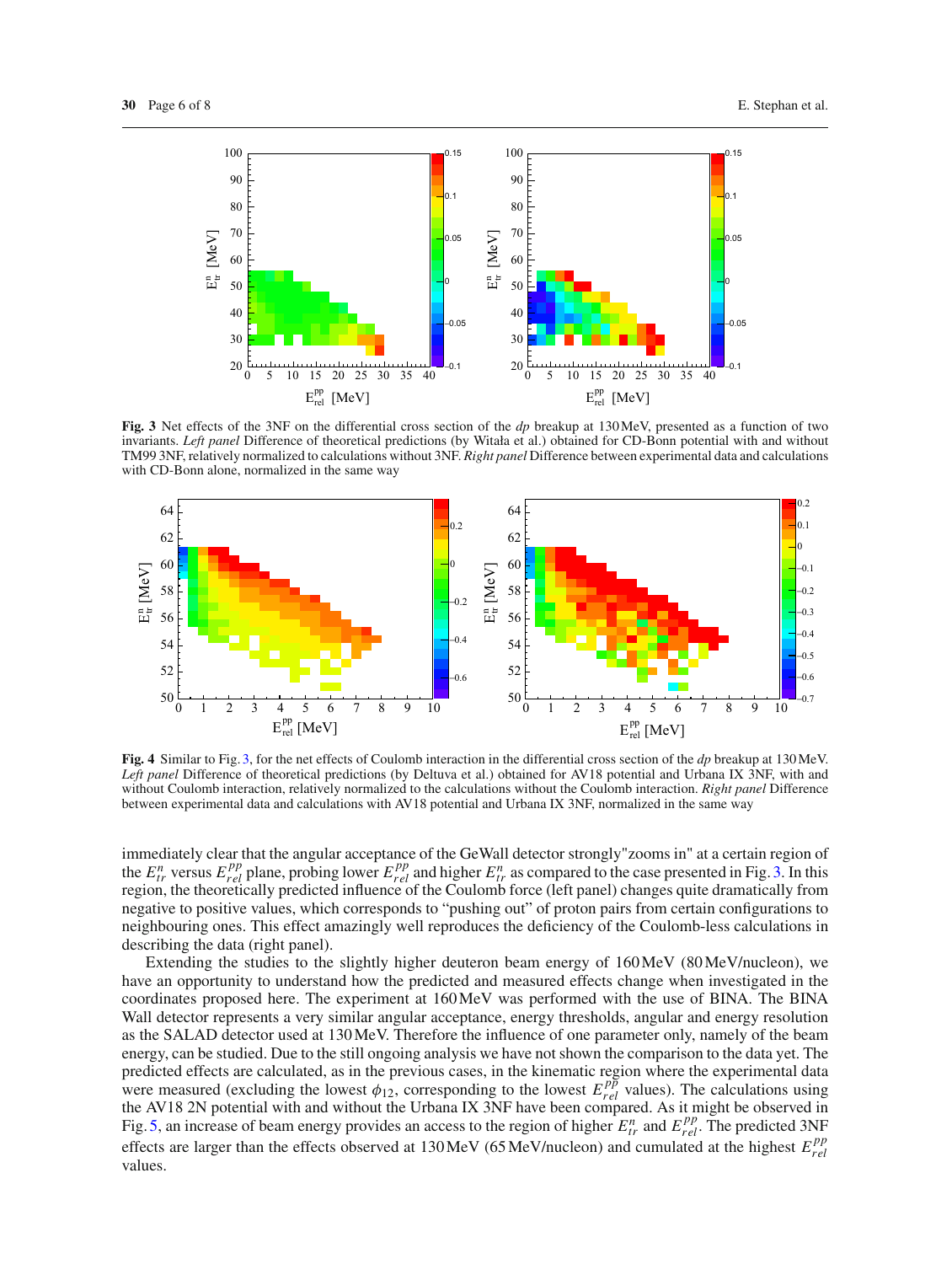**Fig. 3** Net effects of the 3NF on the differential cross section of the *dp* breakup at 130 MeV, presented as a function of two invariants. *Left panel* Difference of theoretical predictions (by Witała et al.) obtained for CD-Bonn potential with and without TM99 3NF, relatively normalized to calculations without 3NF. *Right panel* Difference between experimental data and calculations with CD-Bonn alone, normalized in the same way

**Fig. 4** Similar to Fig. 3, for the net effects of Coulomb interaction in the differential cross section of the *dp* breakup at 130 MeV. *Left panel* Difference of theoretical predictions (by Deltuva et al.) obtained for AV18 potential and Urbana IX 3NF, with and without Coulomb interaction, relatively normalized to the calculations without the Coulomb interaction. *Right panel* Difference between experimental data and calculations with AV18 potential and Urbana IX 3NF, normalized in the same way

immediately clear that the angular acceptance of the GeWall detector strongly"zooms in" at a certain region of the $E^n_{tr}$ versus $E^{pp}_{rel}$ plane, probing lower $E^{pp}_{rel}$ and higher $E^n_{tr}$ as compared to the case presented in Fig. 3. In this region, the theoretically predicted influence of the Coulomb force (left panel) changes quite dramatically from negative to positive values, which corresponds to "pushing out" of proton pairs from certain configurations to neighbouring ones. This effect amazingly well reproduces the deficiency of the Coulomb-less calculations in describing the data (right panel).

Extending the studies to the slightly higher deuteron beam energy of 160 MeV (80 MeV/nucleon), we have an opportunity to understand how the predicted and measured effects change when investigated in the coordinates proposed here. The experiment at 160 MeV was performed with the use of BINA. The BINA Wall detector represents a very similar angular acceptance, energy thresholds, angular and energy resolution as the SALAD detector used at 130 MeV. Therefore the influence of one parameter only, namely of the beam energy, can be studied. Due to the still ongoing analysis we have not shown the comparison to the data yet. The predicted effects are calculated, as in the previous cases, in the kinematic region where the experimental data were measured (excluding the lowest $\phi_{12}$, corresponding to the lowest $E^{pp}_{rel}$ values). The calculations using the AV18 2N potential with and without the Urbana IX 3NF have been compared. As it might be observed in Fig. 5, an increase of beam energy provides an access to the region of higher $E^n_{tr}$ and $E^{pp}_{rel}$. The predicted 3NF effects are larger than the effects observed at 130 MeV (65 MeV/nucleon) and cumulated at the highest $E^{pp}_{rel}$ values.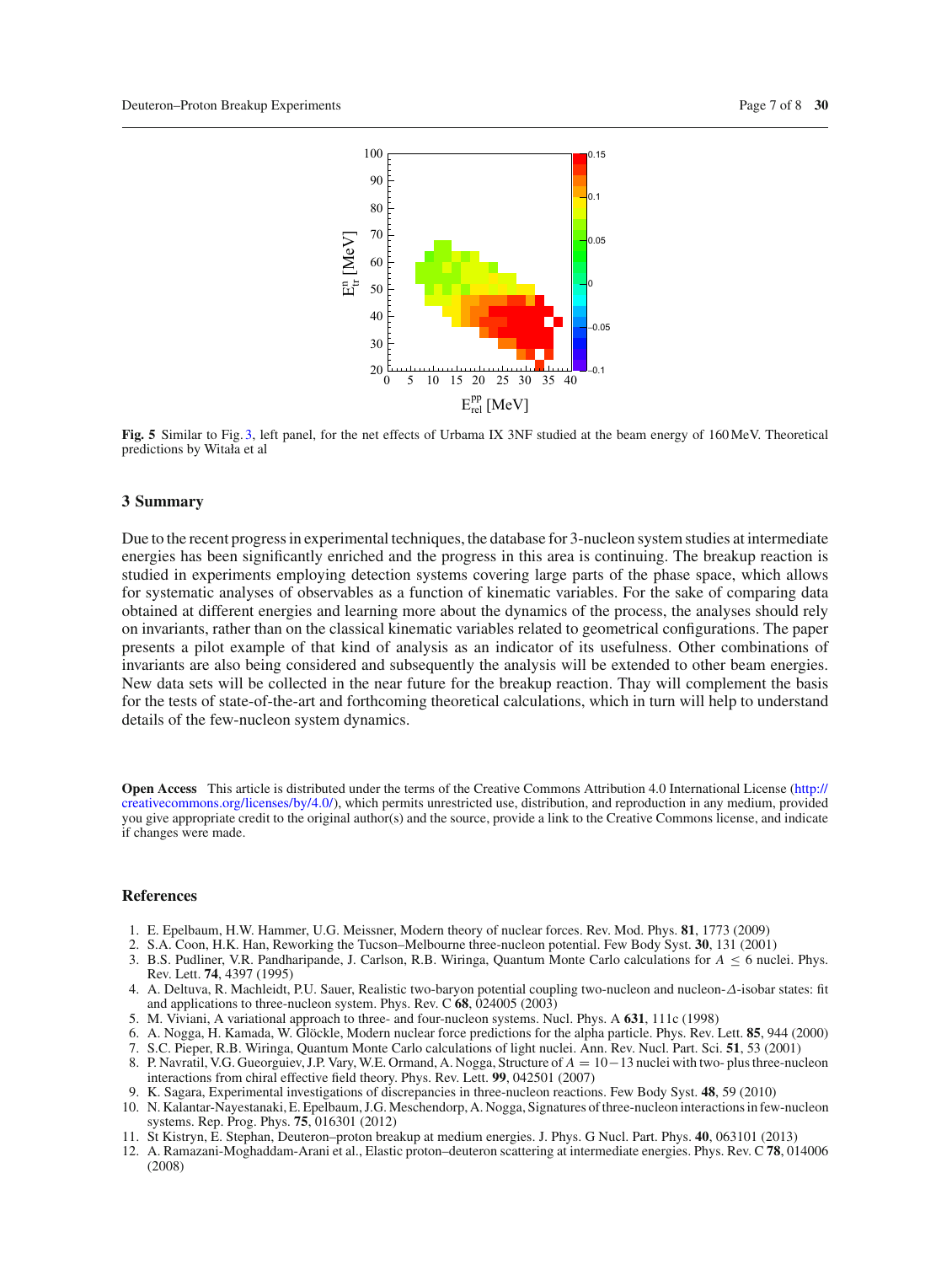**Fig. 5** Similar to Fig. 3, left panel, for the net effects of Urbama IX 3NF studied at the beam energy of 160 MeV. Theoretical predictions by Witała et al

## 3 Summary

Due to the recent progress in experimental techniques, the database for 3-nucleon system studies at intermediate energies has been significantly enriched and the progress in this area is continuing. The breakup reaction is studied in experiments employing detection systems covering large parts of the phase space, which allows for systematic analyses of observables as a function of kinematic variables. For the sake of comparing data obtained at different energies and learning more about the dynamics of the process, the analyses should rely on invariants, rather than on the classical kinematic variables related to geometrical configurations. The paper presents a pilot example of that kind of analysis as an indicator of its usefulness. Other combinations of invariants are also being considered and subsequently the analysis will be extended to other beam energies. New data sets will be collected in the near future for the breakup reaction. Thay will complement the basis for the tests of state-of-the-art and forthcoming theoretical calculations, which in turn will help to understand details of the few-nucleon system dynamics.

**Open Access** This article is distributed under the terms of the Creative Commons Attribution 4.0 International License (http://creativecommons.org/licenses/by/4.0/), which permits unrestricted use, distribution, and reproduction in any medium, provided you give appropriate credit to the original author(s) and the source, provide a link to the Creative Commons license, and indicate if changes were made.

## References

1. E. Epelbaum, H.W. Hammer, U.G. Meissner, Modern theory of nuclear forces. Rev. Mod. Phys. **81**, 1773 (2009)
2. S.A. Coon, H.K. Han, Reworking the Tucson–Melbourne three-nucleon potential. Few Body Syst. **30**, 131 (2001)
3. B.S. Pudliner, V.R. Pandharipande, J. Carlson, R.B. Wiringa, Quantum Monte Carlo calculations for $A \leq 6$ nuclei. Phys. Rev. Lett. **74**, 4397 (1995)
4. A. Deltuva, R. Machleidt, P.U. Sauer, Realistic two-baryon potential coupling two-nucleon and nucleon-$\Delta$-isobar states: fit and applications to three-nucleon system. Phys. Rev. C **68**, 024005 (2003)
5. M. Viviani, A variational approach to three- and four-nucleon systems. Nucl. Phys. A **631**, 111c (1998)
6. A. Nogga, H. Kamada, W. Glöckle, Modern nuclear force predictions for the alpha particle. Phys. Rev. Lett. **85**, 944 (2000)
7. S.C. Pieper, R.B. Wiringa, Quantum Monte Carlo calculations of light nuclei. Ann. Rev. Nucl. Part. Sci. **51**, 53 (2001)
8. P. Navratil, V.G. Gueorguiev, J.P. Vary, W.E. Ormand, A. Nogga, Structure of $A = 10-13$ nuclei with two- plus three-nucleon interactions from chiral effective field theory. Phys. Rev. Lett. **99**, 042501 (2007)
9. K. Sagara, Experimental investigations of discrepancies in three-nucleon reactions. Few Body Syst. **48**, 59 (2010)
10. N. Kalantar-Nayestanaki, E. Epelbaum, J.G. Meschendorp, A. Nogga, Signatures of three-nucleon interactions in few-nucleon systems. Rep. Prog. Phys. **75**, 016301 (2012)
11. St Kistryn, E. Stephan, Deuteron–proton breakup at medium energies. J. Phys. G Nucl. Part. Phys. **40**, 063101 (2013)
12. A. Ramazani-Moghaddam-Arani et al., Elastic proton–deuteron scattering at intermediate energies. Phys. Rev. C **78**, 014006 (2008)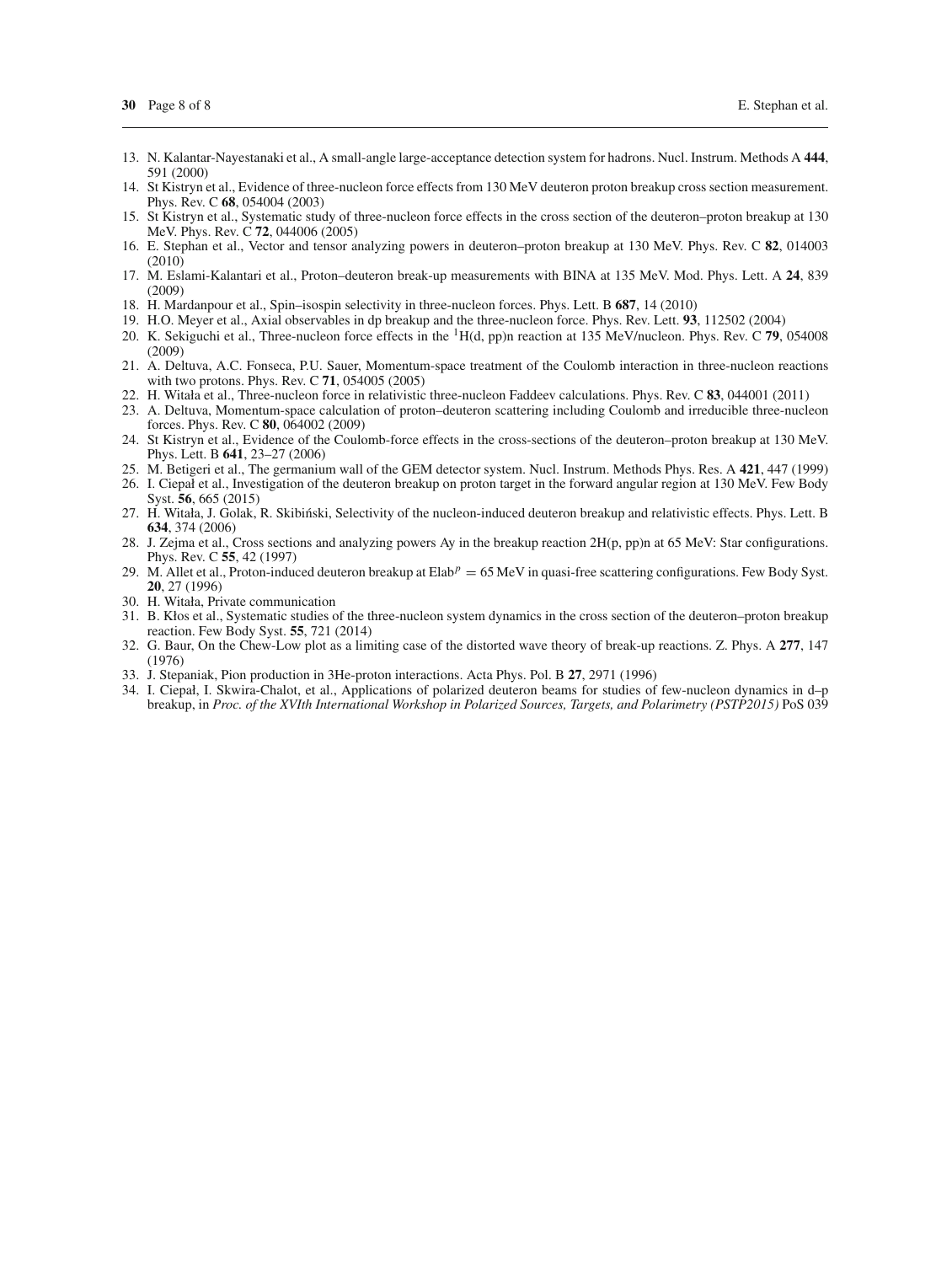13. N. Kalantar-Nayestanaki et al., A small-angle large-acceptance detection system for hadrons. Nucl. Instrum. Methods A **444**, 591 (2000)
14. St Kistryn et al., Evidence of three-nucleon force effects from 130 MeV deuteron proton breakup cross section measurement. Phys. Rev. C **68**, 054004 (2003)
15. St Kistryn et al., Systematic study of three-nucleon force effects in the cross section of the deuteron–proton breakup at 130 MeV. Phys. Rev. C **72**, 044006 (2005)
16. E. Stephan et al., Vector and tensor analyzing powers in deuteron–proton breakup at 130 MeV. Phys. Rev. C **82**, 014003 (2010)
17. M. Eslami-Kalantari et al., Proton–deuteron break-up measurements with BINA at 135 MeV. Mod. Phys. Lett. A **24**, 839 (2009)
18. H. Mardanpour et al., Spin–isospin selectivity in three-nucleon forces. Phys. Lett. B **687**, 14 (2010)
19. H.O. Meyer et al., Axial observables in dp breakup and the three-nucleon force. Phys. Rev. Lett. **93**, 112502 (2004)
20. K. Sekiguchi et al., Three-nucleon force effects in the $^{1}$H(d, pp)n reaction at 135 MeV/nucleon. Phys. Rev. C **79**, 054008 (2009)
21. A. Deltuva, A.C. Fonseca, P.U. Sauer, Momentum-space treatment of the Coulomb interaction in three-nucleon reactions with two protons. Phys. Rev. C **71**, 054005 (2005)
22. H. Witała et al., Three-nucleon force in relativistic three-nucleon Faddeev calculations. Phys. Rev. C **83**, 044001 (2011)
23. A. Deltuva, Momentum-space calculation of proton–deuteron scattering including Coulomb and irreducible three-nucleon forces. Phys. Rev. C **80**, 064002 (2009)
24. St Kistryn et al., Evidence of the Coulomb-force effects in the cross-sections of the deuteron–proton breakup at 130 MeV. Phys. Lett. B **641**, 23–27 (2006)
25. M. Betigeri et al., The germanium wall of the GEM detector system. Nucl. Instrum. Methods Phys. Res. A **421**, 447 (1999)
26. I. Ciepał et al., Investigation of the deuteron breakup on proton target in the forward angular region at 130 MeV. Few Body Syst. **56**, 665 (2015)
27. H. Witała, J. Golak, R. Skibiński, Selectivity of the nucleon-induced deuteron breakup and relativistic effects. Phys. Lett. B **634**, 374 (2006)
28. J. Zejma et al., Cross sections and analyzing powers Ay in the breakup reaction 2H(p, pp)n at 65 MeV: Star configurations. Phys. Rev. C **55**, 42 (1997)
29. M. Allet et al., Proton-induced deuteron breakup at $\mathrm{Elab}^{p} = 65$ MeV in quasi-free scattering configurations. Few Body Syst. **20**, 27 (1996)
30. H. Witała, Private communication
31. B. Kłos et al., Systematic studies of the three-nucleon system dynamics in the cross section of the deuteron–proton breakup reaction. Few Body Syst. **55**, 721 (2014)
32. G. Baur, On the Chew-Low plot as a limiting case of the distorted wave theory of break-up reactions. Z. Phys. A **277**, 147 (1976)
33. J. Stepaniak, Pion production in 3He-proton interactions. Acta Phys. Pol. B **27**, 2971 (1996)
34. I. Ciepał, I. Skwira-Chalot, et al., Applications of polarized deuteron beams for studies of few-nucleon dynamics in d–p breakup, in *Proc. of the XVIth International Workshop in Polarized Sources, Targets, and Polarimetry (PSTP2015)* PoS 039